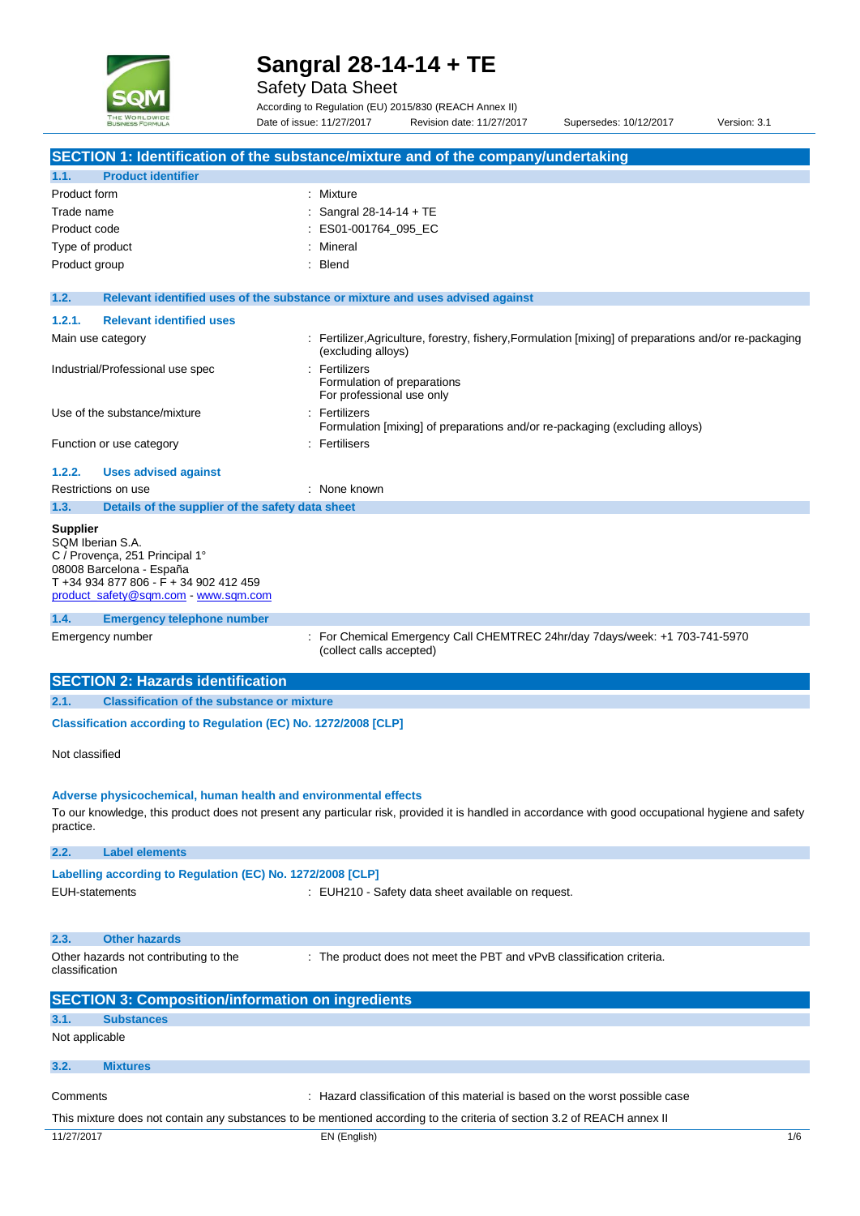# Sangral 28-14-14 + TE

Safety Data Sheet

According to Regulation (EU) 2015/830 (REACH Annex II)

Date of issue: 11/27/2017 Revision date: 11/27/2017 Supersedes: 10/12/2017 Version: 3.1

## SECTION 1: Identification of the substance/mixture and of the company/undertaking

### 1.1. Product identifier

| | |
|---|---|
| Product form | : Mixture |
| Trade name | : Sangral 28-14-14 + TE |
| Product code | : ES01-001764_095_EC |
| Type of product | : Mineral |
| Product group | : Blend |

### 1.2. Relevant identified uses of the substance or mixture and uses advised against

#### 1.2.1. Relevant identified uses

| | |
|---|---|
| Main use category | : Fertilizer,Agriculture, forestry, fishery,Formulation [mixing] of preparations and/or re-packaging (excluding alloys) |
| Industrial/Professional use spec | : Fertilizers<br>Formulation of preparations<br>For professional use only |
| Use of the substance/mixture | : Fertilizers<br>Formulation [mixing] of preparations and/or re-packaging (excluding alloys) |
| Function or use category | : Fertilisers |

#### 1.2.2. Uses advised against

Restrictions on use : None known

### 1.3. Details of the supplier of the safety data sheet

**Supplier**
SQM Iberian S.A.
C / Provença, 251 Principal 1°
08008 Barcelona - España
T +34 934 877 806 - F + 34 902 412 459
product_safety@sqm.com - www.sqm.com

### 1.4. Emergency telephone number

Emergency number : For Chemical Emergency Call CHEMTREC 24hr/day 7days/week: +1 703-741-5970 (collect calls accepted)

## SECTION 2: Hazards identification

### 2.1. Classification of the substance or mixture

**Classification according to Regulation (EC) No. 1272/2008 [CLP]**

Not classified

**Adverse physicochemical, human health and environmental effects**

To our knowledge, this product does not present any particular risk, provided it is handled in accordance with good occupational hygiene and safety practice.

### 2.2. Label elements

**Labelling according to Regulation (EC) No. 1272/2008 [CLP]**

EUH-statements : EUH210 - Safety data sheet available on request.

### 2.3. Other hazards

Other hazards not contributing to the classification : The product does not meet the PBT and vPvB classification criteria.

## SECTION 3: Composition/information on ingredients

### 3.1. Substances

Not applicable

### 3.2. Mixtures

Comments : Hazard classification of this material is based on the worst possible case

This mixture does not contain any substances to be mentioned according to the criteria of section 3.2 of REACH annex II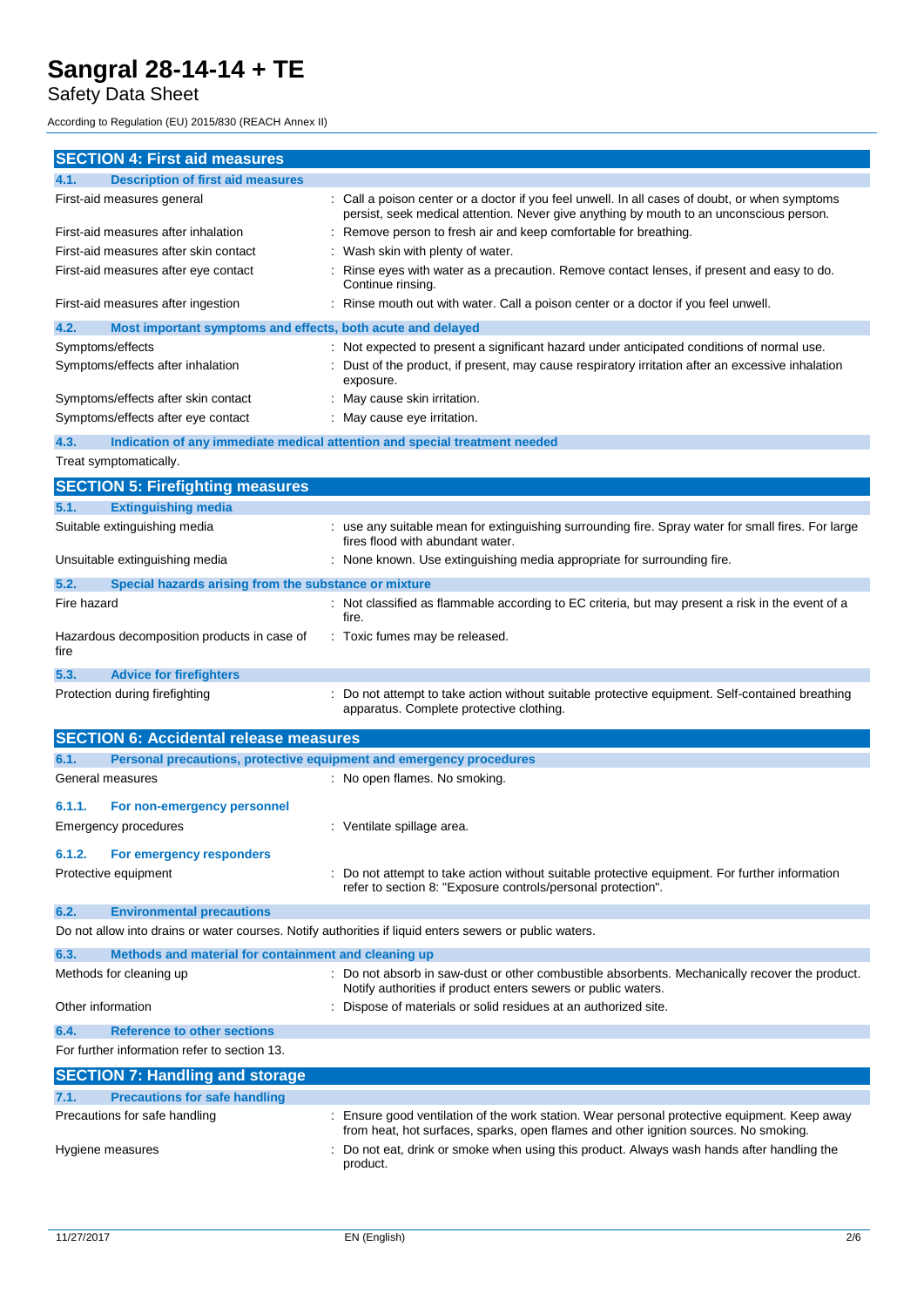## SECTION 4: First aid measures

### 4.1. Description of first aid measures

| | |
|---|---|
| First-aid measures general | : Call a poison center or a doctor if you feel unwell. In all cases of doubt, or when symptoms persist, seek medical attention. Never give anything by mouth to an unconscious person. |
| First-aid measures after inhalation | : Remove person to fresh air and keep comfortable for breathing. |
| First-aid measures after skin contact | : Wash skin with plenty of water. |
| First-aid measures after eye contact | : Rinse eyes with water as a precaution. Remove contact lenses, if present and easy to do. Continue rinsing. |
| First-aid measures after ingestion | : Rinse mouth out with water. Call a poison center or a doctor if you feel unwell. |

### 4.2. Most important symptoms and effects, both acute and delayed

| | |
|---|---|
| Symptoms/effects | : Not expected to present a significant hazard under anticipated conditions of normal use. |
| Symptoms/effects after inhalation | : Dust of the product, if present, may cause respiratory irritation after an excessive inhalation exposure. |
| Symptoms/effects after skin contact | : May cause skin irritation. |
| Symptoms/effects after eye contact | : May cause eye irritation. |

### 4.3. Indication of any immediate medical attention and special treatment needed

Treat symptomatically.

## SECTION 5: Firefighting measures

### 5.1. Extinguishing media

| | |
|---|---|
| Suitable extinguishing media | : use any suitable mean for extinguishing surrounding fire. Spray water for small fires. For large fires flood with abundant water. |
| Unsuitable extinguishing media | : None known. Use extinguishing media appropriate for surrounding fire. |

### 5.2. Special hazards arising from the substance or mixture

| | |
|---|---|
| Fire hazard | : Not classified as flammable according to EC criteria, but may present a risk in the event of a fire. |
| Hazardous decomposition products in case of fire | : Toxic fumes may be released. |

### 5.3. Advice for firefighters

| | |
|---|---|
| Protection during firefighting | : Do not attempt to take action without suitable protective equipment. Self-contained breathing apparatus. Complete protective clothing. |

## SECTION 6: Accidental release measures

### 6.1. Personal precautions, protective equipment and emergency procedures

| | |
|---|---|
| General measures | : No open flames. No smoking. |

#### 6.1.1. For non-emergency personnel

| | |
|---|---|
| Emergency procedures | : Ventilate spillage area. |

#### 6.1.2. For emergency responders

| | |
|---|---|
| Protective equipment | : Do not attempt to take action without suitable protective equipment. For further information refer to section 8: "Exposure controls/personal protection". |

### 6.2. Environmental precautions

Do not allow into drains or water courses. Notify authorities if liquid enters sewers or public waters.

### 6.3. Methods and material for containment and cleaning up

| | |
|---|---|
| Methods for cleaning up | : Do not absorb in saw-dust or other combustible absorbents. Mechanically recover the product. Notify authorities if product enters sewers or public waters. |
| Other information | : Dispose of materials or solid residues at an authorized site. |

### 6.4. Reference to other sections

For further information refer to section 13.

## SECTION 7: Handling and storage

### 7.1. Precautions for safe handling

| | |
|---|---|
| Precautions for safe handling | : Ensure good ventilation of the work station. Wear personal protective equipment. Keep away from heat, hot surfaces, sparks, open flames and other ignition sources. No smoking. |
| Hygiene measures | : Do not eat, drink or smoke when using this product. Always wash hands after handling the product. |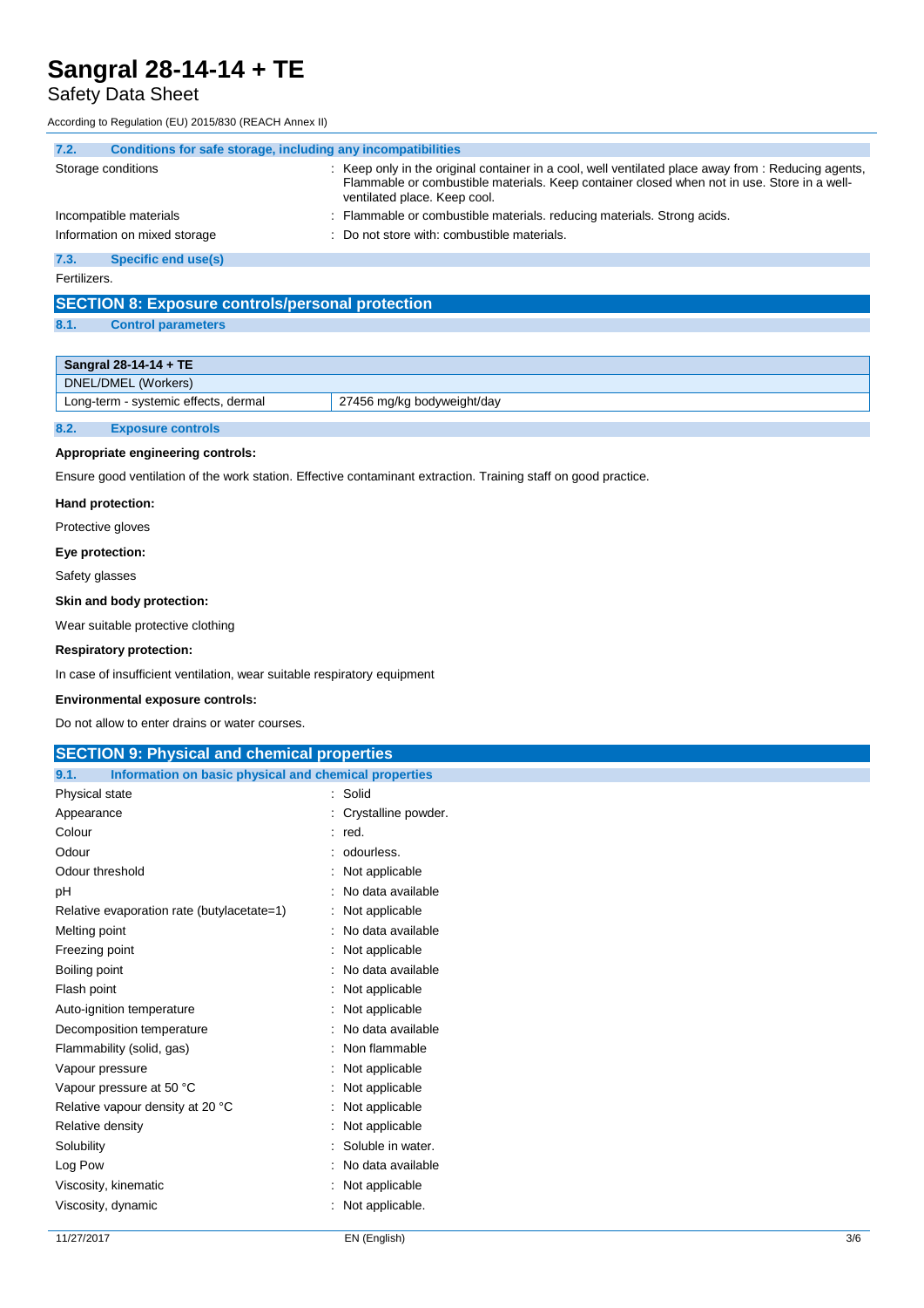#### 7.2. Conditions for safe storage, including any incompatibilities

| | |
|---|---|
| Storage conditions | : Keep only in the original container in a cool, well ventilated place away from : Reducing agents, Flammable or combustible materials. Keep container closed when not in use. Store in a well-ventilated place. Keep cool. |
| Incompatible materials | : Flammable or combustible materials. reducing materials. Strong acids. |
| Information on mixed storage | : Do not store with: combustible materials. |

#### 7.3. Specific end use(s)

Fertilizers.

## SECTION 8: Exposure controls/personal protection

#### 8.1. Control parameters

| Sangral 28-14-14 + TE | |
|---|---|
| DNEL/DMEL (Workers) | |
| Long-term - systemic effects, dermal | 27456 mg/kg bodyweight/day |

#### 8.2. Exposure controls

**Appropriate engineering controls:**

Ensure good ventilation of the work station. Effective contaminant extraction. Training staff on good practice.

**Hand protection:**

Protective gloves

**Eye protection:**

Safety glasses

**Skin and body protection:**

Wear suitable protective clothing

**Respiratory protection:**

In case of insufficient ventilation, wear suitable respiratory equipment

**Environmental exposure controls:**

Do not allow to enter drains or water courses.

## SECTION 9: Physical and chemical properties

#### 9.1. Information on basic physical and chemical properties

| | |
|---|---|
| Physical state | : Solid |
| Appearance | : Crystalline powder. |
| Colour | : red. |
| Odour | : odourless. |
| Odour threshold | : Not applicable |
| pH | : No data available |
| Relative evaporation rate (butylacetate=1) | : Not applicable |
| Melting point | : No data available |
| Freezing point | : Not applicable |
| Boiling point | : No data available |
| Flash point | : Not applicable |
| Auto-ignition temperature | : Not applicable |
| Decomposition temperature | : No data available |
| Flammability (solid, gas) | : Non flammable |
| Vapour pressure | : Not applicable |
| Vapour pressure at 50 °C | : Not applicable |
| Relative vapour density at 20 °C | : Not applicable |
| Relative density | : Not applicable |
| Solubility | : Soluble in water. |
| Log Pow | : No data available |
| Viscosity, kinematic | : Not applicable |
| Viscosity, dynamic | : Not applicable. |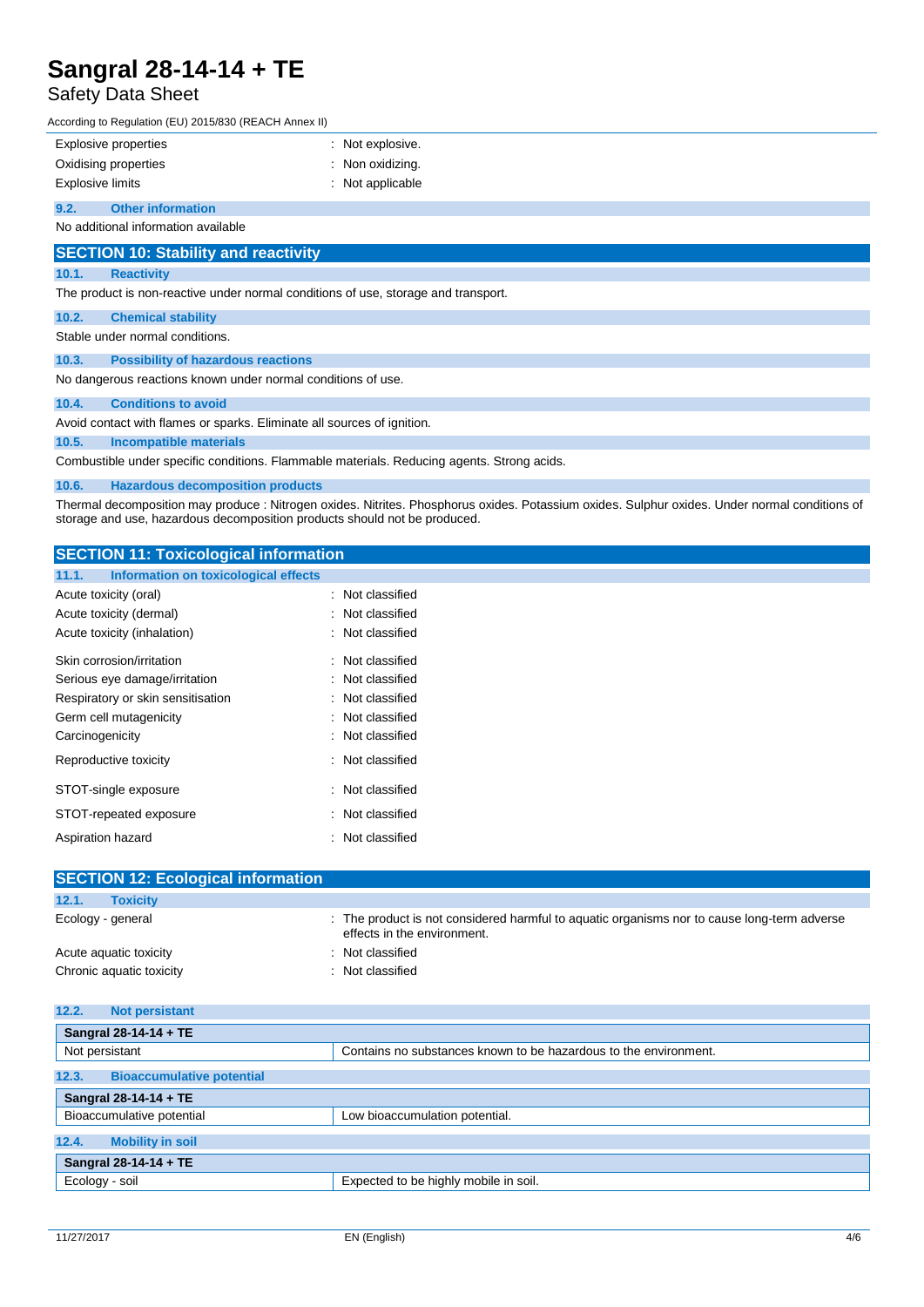| | |
|---|---|
| Explosive properties | : Not explosive. |
| Oxidising properties | : Non oxidizing. |
| Explosive limits | : Not applicable |

### 9.2. Other information

No additional information available

## SECTION 10: Stability and reactivity

### 10.1. Reactivity

The product is non-reactive under normal conditions of use, storage and transport.

### 10.2. Chemical stability

Stable under normal conditions.

### 10.3. Possibility of hazardous reactions

No dangerous reactions known under normal conditions of use.

### 10.4. Conditions to avoid

Avoid contact with flames or sparks. Eliminate all sources of ignition.

### 10.5. Incompatible materials

Combustible under specific conditions. Flammable materials. Reducing agents. Strong acids.

### 10.6. Hazardous decomposition products

Thermal decomposition may produce : Nitrogen oxides. Nitrites. Phosphorus oxides. Potassium oxides. Sulphur oxides. Under normal conditions of storage and use, hazardous decomposition products should not be produced.

## SECTION 11: Toxicological information

### 11.1. Information on toxicological effects

| | |
|---|---|
| Acute toxicity (oral) | : Not classified |
| Acute toxicity (dermal) | : Not classified |
| Acute toxicity (inhalation) | : Not classified |
| Skin corrosion/irritation | : Not classified |
| Serious eye damage/irritation | : Not classified |
| Respiratory or skin sensitisation | : Not classified |
| Germ cell mutagenicity | : Not classified |
| Carcinogenicity | : Not classified |
| Reproductive toxicity | : Not classified |
| STOT-single exposure | : Not classified |
| STOT-repeated exposure | : Not classified |
| Aspiration hazard | : Not classified |

## SECTION 12: Ecological information

### 12.1. Toxicity

| | |
|---|---|
| Ecology - general | : The product is not considered harmful to aquatic organisms nor to cause long-term adverse effects in the environment. |
| Acute aquatic toxicity | : Not classified |
| Chronic aquatic toxicity | : Not classified |

### 12.2. Not persistant

| Sangral 28-14-14 + TE | |
|---|---|
| Not persistant | Contains no substances known to be hazardous to the environment. |

### 12.3. Bioaccumulative potential

| Sangral 28-14-14 + TE | |
|---|---|
| Bioaccumulative potential | Low bioaccumulation potential. |

### 12.4. Mobility in soil

| Sangral 28-14-14 + TE | |
|---|---|
| Ecology - soil | Expected to be highly mobile in soil. |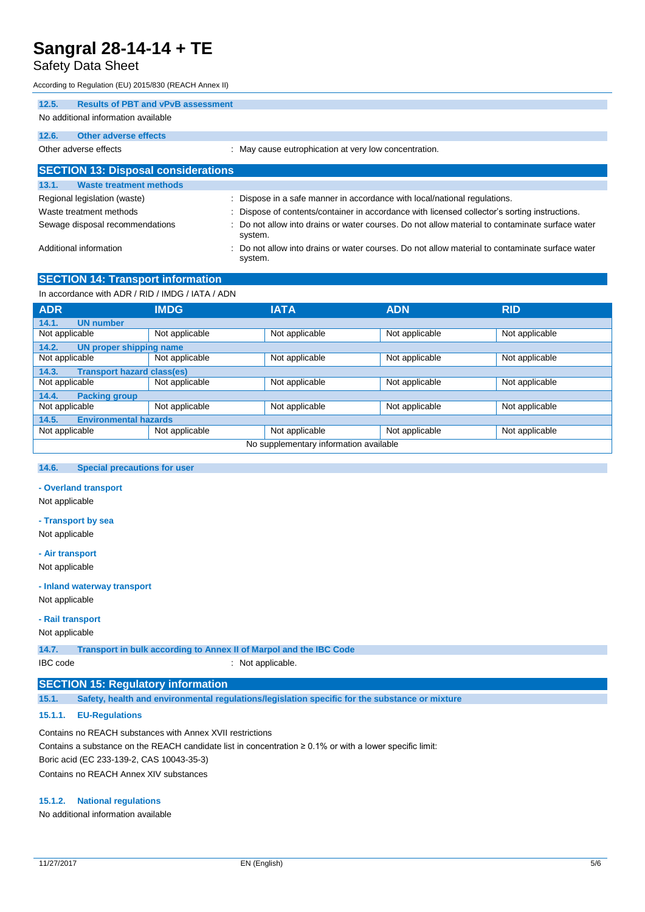### 12.5. Results of PBT and vPvB assessment

No additional information available

### 12.6. Other adverse effects

Other adverse effects : May cause eutrophication at very low concentration.

## SECTION 13: Disposal considerations

### 13.1. Waste treatment methods

Regional legislation (waste) : Dispose in a safe manner in accordance with local/national regulations.

Waste treatment methods : Dispose of contents/container in accordance with licensed collector's sorting instructions.

Sewage disposal recommendations : Do not allow into drains or water courses. Do not allow material to contaminate surface water system.

Additional information : Do not allow into drains or water courses. Do not allow material to contaminate surface water system.

## SECTION 14: Transport information

In accordance with ADR / RID / IMDG / IATA / ADN

| ADR | IMDG | IATA | ADN | RID |
|---|---|---|---|---|
| **14.1. UN number** | | | | |
| Not applicable | Not applicable | Not applicable | Not applicable | Not applicable |
| **14.2. UN proper shipping name** | | | | |
| Not applicable | Not applicable | Not applicable | Not applicable | Not applicable |
| **14.3. Transport hazard class(es)** | | | | |
| Not applicable | Not applicable | Not applicable | Not applicable | Not applicable |
| **14.4. Packing group** | | | | |
| Not applicable | Not applicable | Not applicable | Not applicable | Not applicable |
| **14.5. Environmental hazards** | | | | |
| Not applicable | Not applicable | Not applicable | Not applicable | Not applicable |
| No supplementary information available | | | | |

### 14.6. Special precautions for user

**- Overland transport**

Not applicable

**- Transport by sea**

Not applicable

**- Air transport**

Not applicable

**- Inland waterway transport**

Not applicable

**- Rail transport**

Not applicable

### 14.7. Transport in bulk according to Annex II of Marpol and the IBC Code

IBC code : Not applicable.

## SECTION 15: Regulatory information

### 15.1. Safety, health and environmental regulations/legislation specific for the substance or mixture

#### 15.1.1. EU-Regulations

Contains no REACH substances with Annex XVII restrictions

Contains a substance on the REACH candidate list in concentration ≥ 0.1% or with a lower specific limit:

Boric acid (EC 233-139-2, CAS 10043-35-3)

Contains no REACH Annex XIV substances

#### 15.1.2. National regulations

No additional information available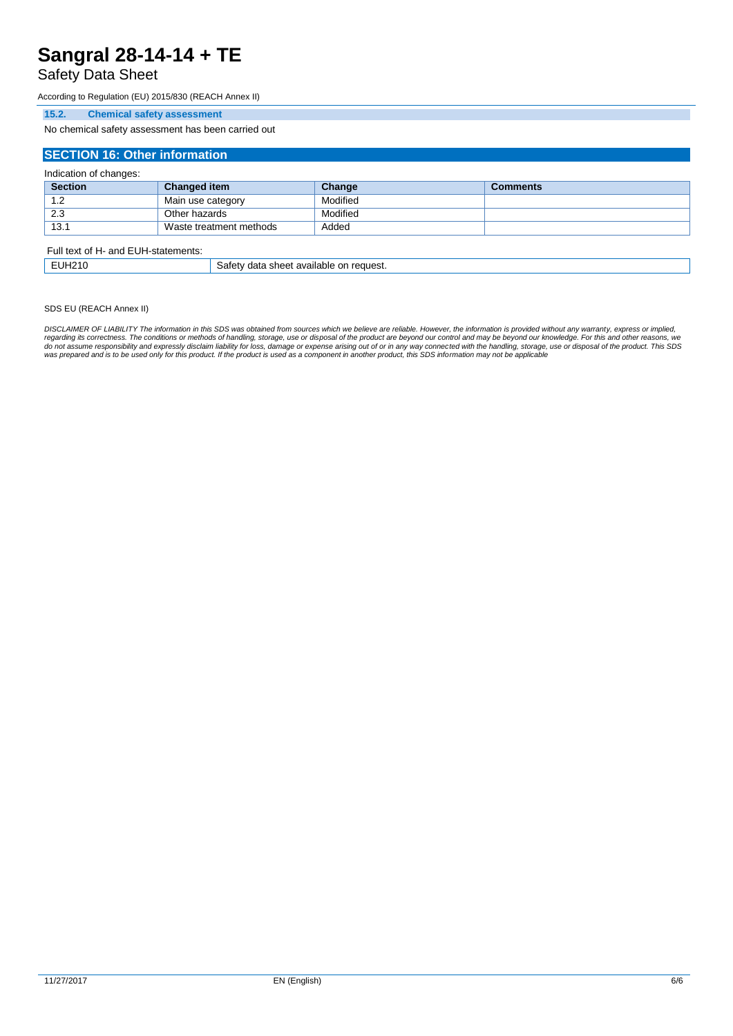### 15.2. Chemical safety assessment

No chemical safety assessment has been carried out

## SECTION 16: Other information

Indication of changes:

| Section | Changed item | Change | Comments |
|---|---|---|---|
| 1.2 | Main use category | Modified | |
| 2.3 | Other hazards | Modified | |
| 13.1 | Waste treatment methods | Added | |

Full text of H- and EUH-statements:

| | |
|---|---|
| EUH210 | Safety data sheet available on request. |

SDS EU (REACH Annex II)

*DISCLAIMER OF LIABILITY The information in this SDS was obtained from sources which we believe are reliable. However, the information is provided without any warranty, express or implied, regarding its correctness. The conditions or methods of handling, storage, use or disposal of the product are beyond our control and may be beyond our knowledge. For this and other reasons, we do not assume responsibility and expressly disclaim liability for loss, damage or expense arising out of or in any way connected with the handling, storage, use or disposal of the product. This SDS was prepared and is to be used only for this product. If the product is used as a component in another product, this SDS information may not be applicable*